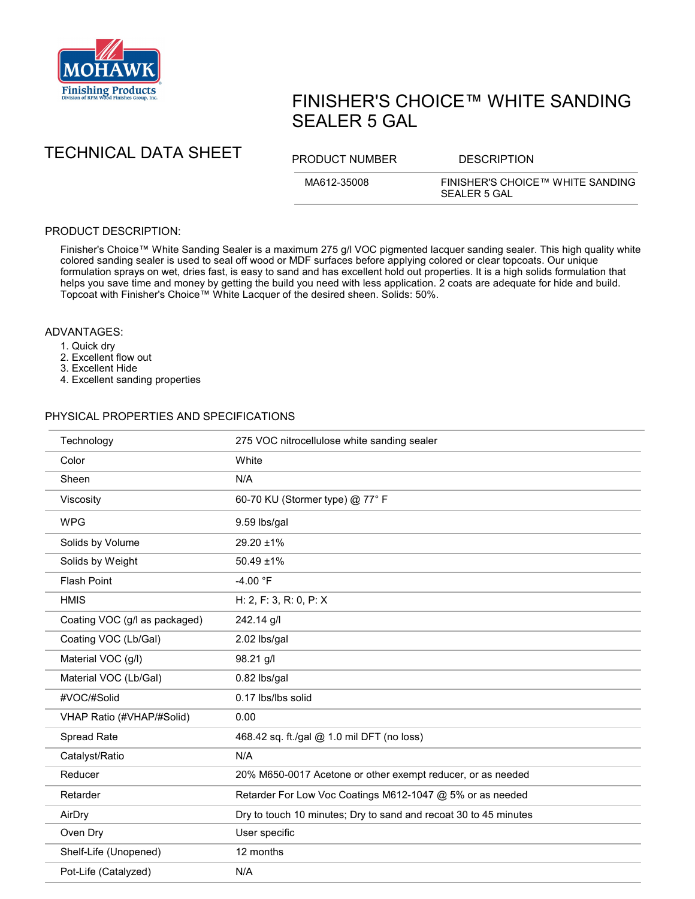Mohawk Finishing Products — Division of RPM Wood Finishes Group, Inc.

# FINISHER'S CHOICE™ WHITE SANDING SEALER 5 GAL

## TECHNICAL DATA SHEET

| PRODUCT NUMBER | DESCRIPTION |
| --- | --- |
| MA612-35008 | FINISHER'S CHOICE™ WHITE SANDING SEALER 5 GAL |

## PRODUCT DESCRIPTION:

Finisher's Choice™ White Sanding Sealer is a maximum 275 g/l VOC pigmented lacquer sanding sealer. This high quality white colored sanding sealer is used to seal off wood or MDF surfaces before applying colored or clear topcoats. Our unique formulation sprays on wet, dries fast, is easy to sand and has excellent hold out properties. It is a high solids formulation that helps you save time and money by getting the build you need with less application. 2 coats are adequate for hide and build. Topcoat with Finisher's Choice™ White Lacquer of the desired sheen. Solids: 50%.

## ADVANTAGES:

1. Quick dry
2. Excellent flow out
3. Excellent Hide
4. Excellent sanding properties

## PHYSICAL PROPERTIES AND SPECIFICATIONS

| | |
| --- | --- |
| Technology | 275 VOC nitrocellulose white sanding sealer |
| Color | White |
| Sheen | N/A |
| Viscosity | 60-70 KU (Stormer type) @ 77° F |
| WPG | 9.59 lbs/gal |
| Solids by Volume | 29.20 ±1% |
| Solids by Weight | 50.49 ±1% |
| Flash Point | -4.00 °F |
| HMIS | H: 2, F: 3, R: 0, P: X |
| Coating VOC (g/l as packaged) | 242.14 g/l |
| Coating VOC (Lb/Gal) | 2.02 lbs/gal |
| Material VOC (g/l) | 98.21 g/l |
| Material VOC (Lb/Gal) | 0.82 lbs/gal |
| #VOC/#Solid | 0.17 lbs/lbs solid |
| VHAP Ratio (#VHAP/#Solid) | 0.00 |
| Spread Rate | 468.42 sq. ft./gal @ 1.0 mil DFT (no loss) |
| Catalyst/Ratio | N/A |
| Reducer | 20% M650-0017 Acetone or other exempt reducer, or as needed |
| Retarder | Retarder For Low Voc Coatings M612-1047 @ 5% or as needed |
| AirDry | Dry to touch 10 minutes; Dry to sand and recoat 30 to 45 minutes |
| Oven Dry | User specific |
| Shelf-Life (Unopened) | 12 months |
| Pot-Life (Catalyzed) | N/A |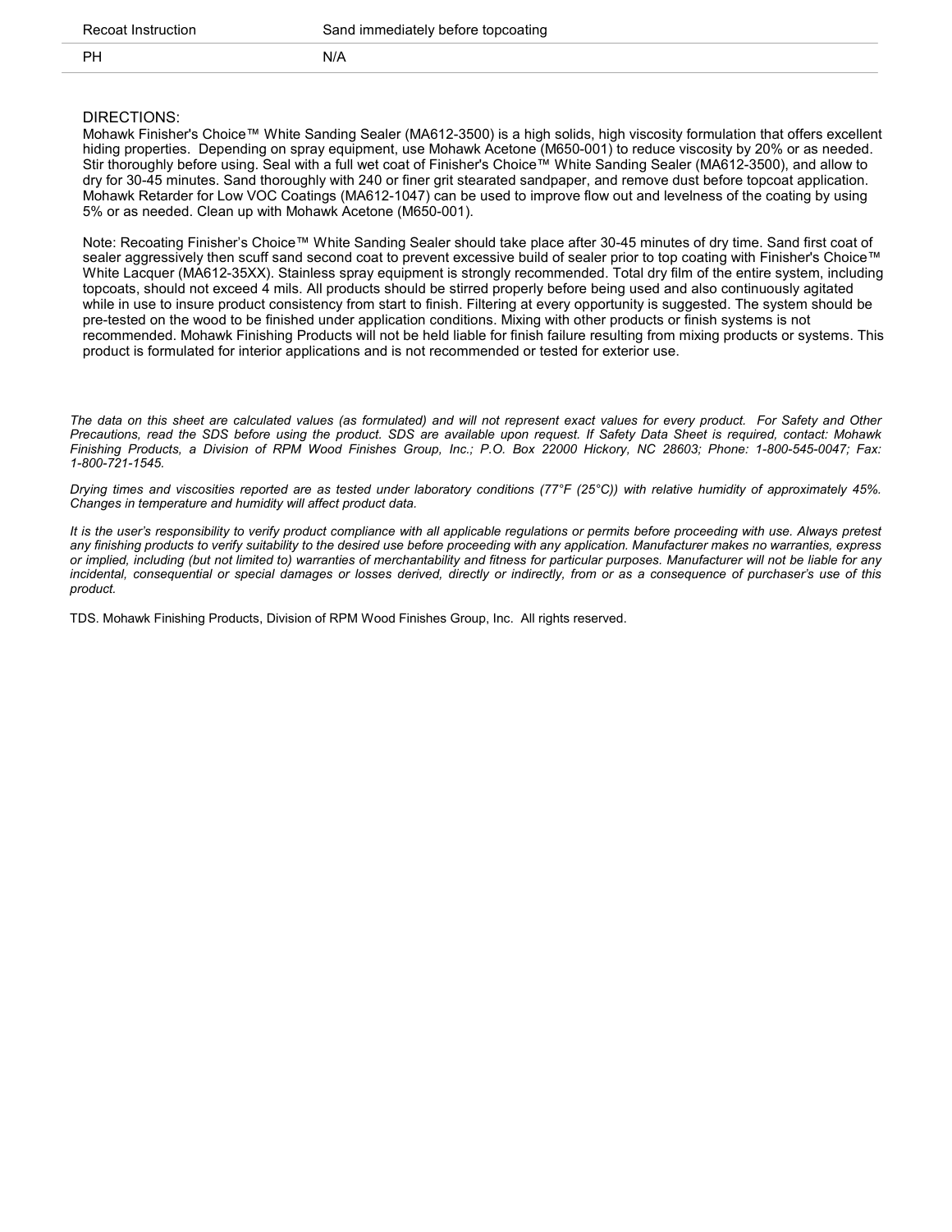| | |
|---|---|
| Recoat Instruction | Sand immediately before topcoating |
| PH | N/A |

DIRECTIONS:

Mohawk Finisher's Choice™ White Sanding Sealer (MA612-3500) is a high solids, high viscosity formulation that offers excellent hiding properties. Depending on spray equipment, use Mohawk Acetone (M650-001) to reduce viscosity by 20% or as needed. Stir thoroughly before using. Seal with a full wet coat of Finisher's Choice™ White Sanding Sealer (MA612-3500), and allow to dry for 30-45 minutes. Sand thoroughly with 240 or finer grit stearated sandpaper, and remove dust before topcoat application. Mohawk Retarder for Low VOC Coatings (MA612-1047) can be used to improve flow out and levelness of the coating by using 5% or as needed. Clean up with Mohawk Acetone (M650-001).

Note: Recoating Finisher's Choice™ White Sanding Sealer should take place after 30-45 minutes of dry time. Sand first coat of sealer aggressively then scuff sand second coat to prevent excessive build of sealer prior to top coating with Finisher's Choice™ White Lacquer (MA612-35XX). Stainless spray equipment is strongly recommended. Total dry film of the entire system, including topcoats, should not exceed 4 mils. All products should be stirred properly before being used and also continuously agitated while in use to insure product consistency from start to finish. Filtering at every opportunity is suggested. The system should be pre-tested on the wood to be finished under application conditions. Mixing with other products or finish systems is not recommended. Mohawk Finishing Products will not be held liable for finish failure resulting from mixing products or systems. This product is formulated for interior applications and is not recommended or tested for exterior use.

*The data on this sheet are calculated values (as formulated) and will not represent exact values for every product. For Safety and Other Precautions, read the SDS before using the product. SDS are available upon request. If Safety Data Sheet is required, contact: Mohawk Finishing Products, a Division of RPM Wood Finishes Group, Inc.; P.O. Box 22000 Hickory, NC 28603; Phone: 1-800-545-0047; Fax: 1-800-721-1545.*

*Drying times and viscosities reported are as tested under laboratory conditions (77°F (25°C)) with relative humidity of approximately 45%. Changes in temperature and humidity will affect product data.*

*It is the user's responsibility to verify product compliance with all applicable regulations or permits before proceeding with use. Always pretest any finishing products to verify suitability to the desired use before proceeding with any application. Manufacturer makes no warranties, express or implied, including (but not limited to) warranties of merchantability and fitness for particular purposes. Manufacturer will not be liable for any incidental, consequential or special damages or losses derived, directly or indirectly, from or as a consequence of purchaser's use of this product.*

TDS. Mohawk Finishing Products, Division of RPM Wood Finishes Group, Inc. All rights reserved.